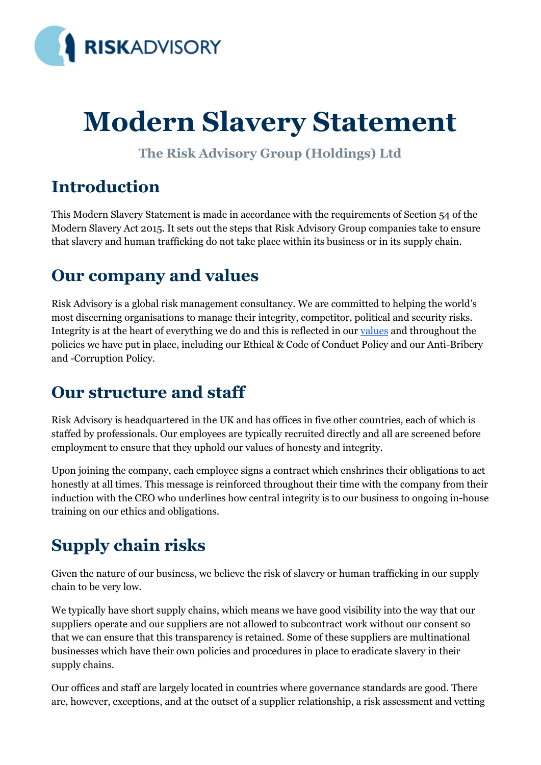# Modern Slavery Statement

**The Risk Advisory Group (Holdings) Ltd**

## Introduction

This Modern Slavery Statement is made in accordance with the requirements of Section 54 of the Modern Slavery Act 2015. It sets out the steps that Risk Advisory Group companies take to ensure that slavery and human trafficking do not take place within its business or in its supply chain.

## Our company and values

Risk Advisory is a global risk management consultancy. We are committed to helping the world's most discerning organisations to manage their integrity, competitor, political and security risks. Integrity is at the heart of everything we do and this is reflected in our values and throughout the policies we have put in place, including our Ethical & Code of Conduct Policy and our Anti-Bribery and -Corruption Policy.

## Our structure and staff

Risk Advisory is headquartered in the UK and has offices in five other countries, each of which is staffed by professionals. Our employees are typically recruited directly and all are screened before employment to ensure that they uphold our values of honesty and integrity.

Upon joining the company, each employee signs a contract which enshrines their obligations to act honestly at all times. This message is reinforced throughout their time with the company from their induction with the CEO who underlines how central integrity is to our business to ongoing in-house training on our ethics and obligations.

## Supply chain risks

Given the nature of our business, we believe the risk of slavery or human trafficking in our supply chain to be very low.

We typically have short supply chains, which means we have good visibility into the way that our suppliers operate and our suppliers are not allowed to subcontract work without our consent so that we can ensure that this transparency is retained. Some of these suppliers are multinational businesses which have their own policies and procedures in place to eradicate slavery in their supply chains.

Our offices and staff are largely located in countries where governance standards are good. There are, however, exceptions, and at the outset of a supplier relationship, a risk assessment and vetting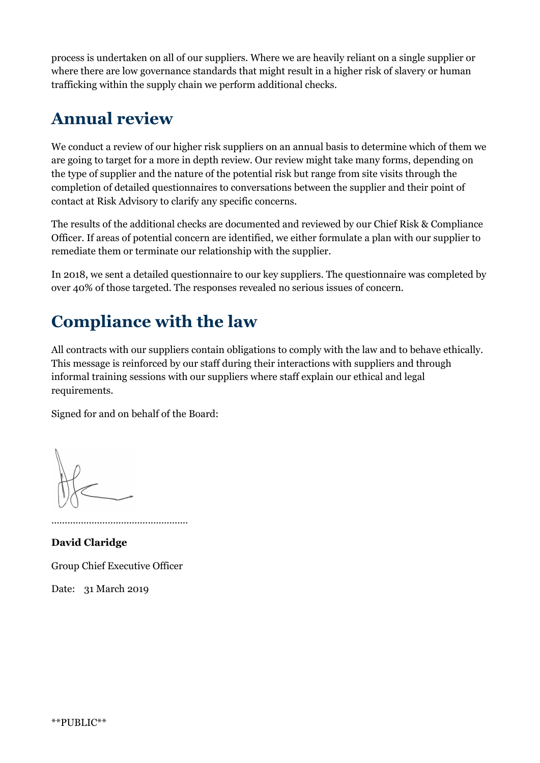process is undertaken on all of our suppliers. Where we are heavily reliant on a single supplier or where there are low governance standards that might result in a higher risk of slavery or human trafficking within the supply chain we perform additional checks.

## Annual review

We conduct a review of our higher risk suppliers on an annual basis to determine which of them we are going to target for a more in depth review. Our review might take many forms, depending on the type of supplier and the nature of the potential risk but range from site visits through the completion of detailed questionnaires to conversations between the supplier and their point of contact at Risk Advisory to clarify any specific concerns.

The results of the additional checks are documented and reviewed by our Chief Risk & Compliance Officer. If areas of potential concern are identified, we either formulate a plan with our supplier to remediate them or terminate our relationship with the supplier.

In 2018, we sent a detailed questionnaire to our key suppliers. The questionnaire was completed by over 40% of those targeted. The responses revealed no serious issues of concern.

## Compliance with the law

All contracts with our suppliers contain obligations to comply with the law and to behave ethically. This message is reinforced by our staff during their interactions with suppliers and through informal training sessions with our suppliers where staff explain our ethical and legal requirements.

Signed for and on behalf of the Board:

..................................................

**David Claridge**

Group Chief Executive Officer

Date: 31 March 2019

**PUBLIC**